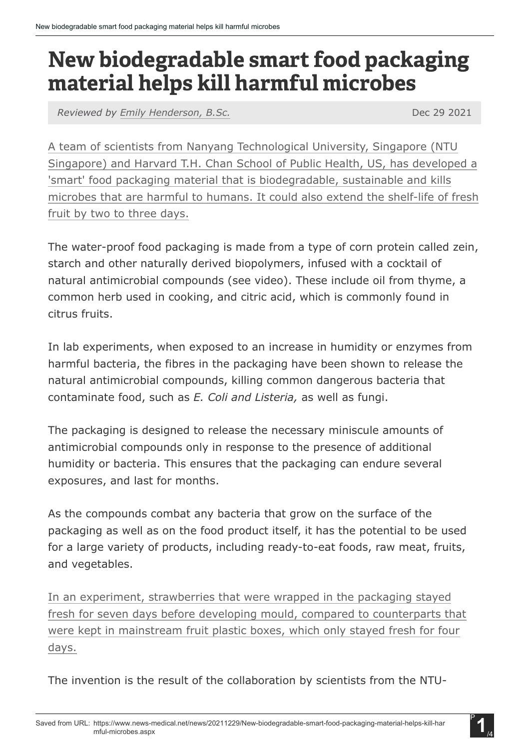# New biodegradable smart food packaging material helps kill harmful microbes

*Reviewed by Emily Henderson, B.Sc.* Dec 29 2021

A team of scientists from Nanyang Technological University, Singapore (NTU Singapore) and Harvard T.H. Chan School of Public Health, US, has developed a 'smart' food packaging material that is biodegradable, sustainable and kills microbes that are harmful to humans. It could also extend the shelf-life of fresh fruit by two to three days.

The water-proof food packaging is made from a type of corn protein called zein, starch and other naturally derived biopolymers, infused with a cocktail of natural antimicrobial compounds (see video). These include oil from thyme, a common herb used in cooking, and citric acid, which is commonly found in citrus fruits.

In lab experiments, when exposed to an increase in humidity or enzymes from harmful bacteria, the fibres in the packaging have been shown to release the natural antimicrobial compounds, killing common dangerous bacteria that contaminate food, such as *E. Coli and Listeria,* as well as fungi.

The packaging is designed to release the necessary miniscule amounts of antimicrobial compounds only in response to the presence of additional humidity or bacteria. This ensures that the packaging can endure several exposures, and last for months.

As the compounds combat any bacteria that grow on the surface of the packaging as well as on the food product itself, it has the potential to be used for a large variety of products, including ready-to-eat foods, raw meat, fruits, and vegetables.

In an experiment, strawberries that were wrapped in the packaging stayed fresh for seven days before developing mould, compared to counterparts that were kept in mainstream fruit plastic boxes, which only stayed fresh for four days.

The invention is the result of the collaboration by scientists from the NTU-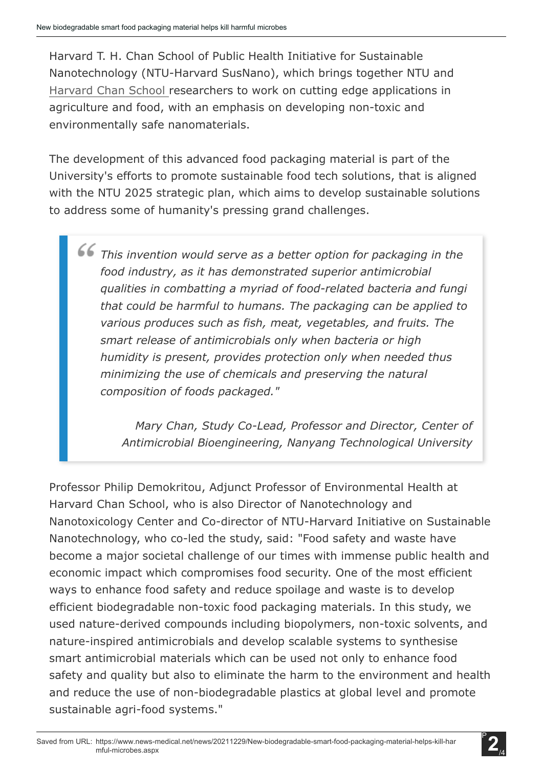Harvard T. H. Chan School of Public Health Initiative for Sustainable Nanotechnology (NTU-Harvard SusNano), which brings together NTU and Harvard Chan School researchers to work on cutting edge applications in agriculture and food, with an emphasis on developing non-toxic and environmentally safe nanomaterials.

The development of this advanced food packaging material is part of the University's efforts to promote sustainable food tech solutions, that is aligned with the NTU 2025 strategic plan, which aims to develop sustainable solutions to address some of humanity's pressing grand challenges.

> *This invention would serve as a better option for packaging in the food industry, as it has demonstrated superior antimicrobial qualities in combatting a myriad of food-related bacteria and fungi that could be harmful to humans. The packaging can be applied to various produces such as fish, meat, vegetables, and fruits. The smart release of antimicrobials only when bacteria or high humidity is present, provides protection only when needed thus minimizing the use of chemicals and preserving the natural composition of foods packaged."*
>
> *Mary Chan, Study Co-Lead, Professor and Director, Center of Antimicrobial Bioengineering, Nanyang Technological University*

Professor Philip Demokritou, Adjunct Professor of Environmental Health at Harvard Chan School, who is also Director of Nanotechnology and Nanotoxicology Center and Co-director of NTU-Harvard Initiative on Sustainable Nanotechnology, who co-led the study, said: "Food safety and waste have become a major societal challenge of our times with immense public health and economic impact which compromises food security. One of the most efficient ways to enhance food safety and reduce spoilage and waste is to develop efficient biodegradable non-toxic food packaging materials. In this study, we used nature-derived compounds including biopolymers, non-toxic solvents, and nature-inspired antimicrobials and develop scalable systems to synthesise smart antimicrobial materials which can be used not only to enhance food safety and quality but also to eliminate the harm to the environment and health and reduce the use of non-biodegradable plastics at global level and promote sustainable agri-food systems."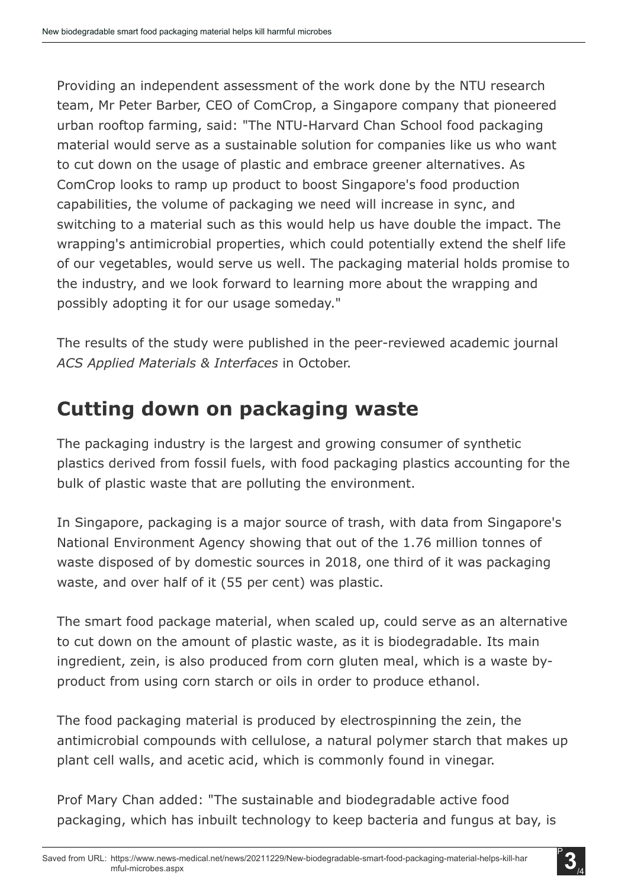Providing an independent assessment of the work done by the NTU research team, Mr Peter Barber, CEO of ComCrop, a Singapore company that pioneered urban rooftop farming, said: "The NTU-Harvard Chan School food packaging material would serve as a sustainable solution for companies like us who want to cut down on the usage of plastic and embrace greener alternatives. As ComCrop looks to ramp up product to boost Singapore's food production capabilities, the volume of packaging we need will increase in sync, and switching to a material such as this would help us have double the impact. The wrapping's antimicrobial properties, which could potentially extend the shelf life of our vegetables, would serve us well. The packaging material holds promise to the industry, and we look forward to learning more about the wrapping and possibly adopting it for our usage someday."

The results of the study were published in the peer-reviewed academic journal *ACS Applied Materials & Interfaces* in October.

## Cutting down on packaging waste

The packaging industry is the largest and growing consumer of synthetic plastics derived from fossil fuels, with food packaging plastics accounting for the bulk of plastic waste that are polluting the environment.

In Singapore, packaging is a major source of trash, with data from Singapore's National Environment Agency showing that out of the 1.76 million tonnes of waste disposed of by domestic sources in 2018, one third of it was packaging waste, and over half of it (55 per cent) was plastic.

The smart food package material, when scaled up, could serve as an alternative to cut down on the amount of plastic waste, as it is biodegradable. Its main ingredient, zein, is also produced from corn gluten meal, which is a waste by-product from using corn starch or oils in order to produce ethanol.

The food packaging material is produced by electrospinning the zein, the antimicrobial compounds with cellulose, a natural polymer starch that makes up plant cell walls, and acetic acid, which is commonly found in vinegar.

Prof Mary Chan added: "The sustainable and biodegradable active food packaging, which has inbuilt technology to keep bacteria and fungus at bay, is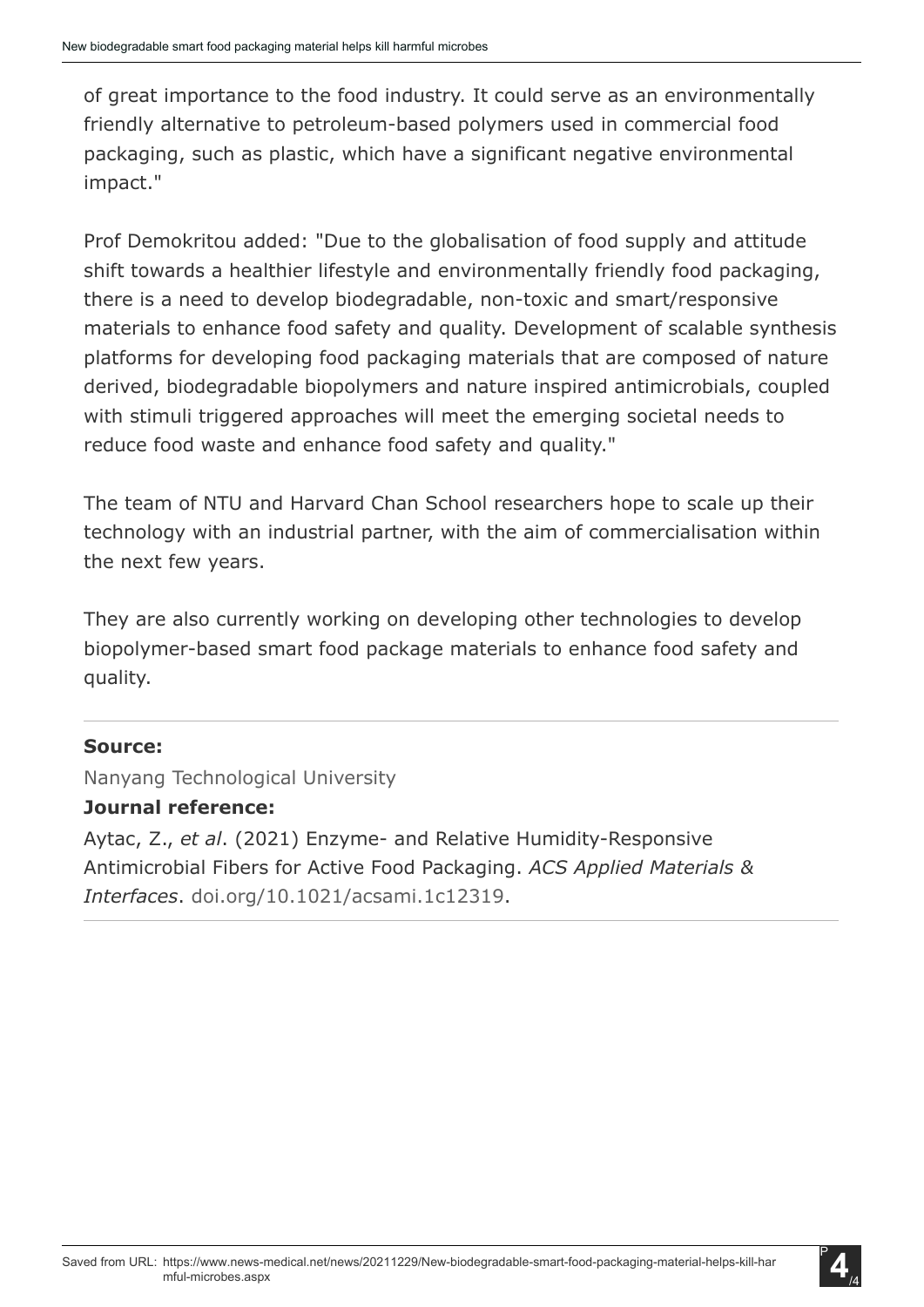of great importance to the food industry. It could serve as an environmentally friendly alternative to petroleum-based polymers used in commercial food packaging, such as plastic, which have a significant negative environmental impact."

Prof Demokritou added: "Due to the globalisation of food supply and attitude shift towards a healthier lifestyle and environmentally friendly food packaging, there is a need to develop biodegradable, non-toxic and smart/responsive materials to enhance food safety and quality. Development of scalable synthesis platforms for developing food packaging materials that are composed of nature derived, biodegradable biopolymers and nature inspired antimicrobials, coupled with stimuli triggered approaches will meet the emerging societal needs to reduce food waste and enhance food safety and quality."

The team of NTU and Harvard Chan School researchers hope to scale up their technology with an industrial partner, with the aim of commercialisation within the next few years.

They are also currently working on developing other technologies to develop biopolymer-based smart food package materials to enhance food safety and quality.

---

**Source:**

Nanyang Technological University

**Journal reference:**

Aytac, Z., *et al*. (2021) Enzyme- and Relative Humidity-Responsive Antimicrobial Fibers for Active Food Packaging. *ACS Applied Materials & Interfaces*. doi.org/10.1021/acsami.1c12319.

---

Saved from URL: https://www.news-medical.net/news/20211229/New-biodegradable-smart-food-packaging-material-helps-kill-harmful-microbes.aspx